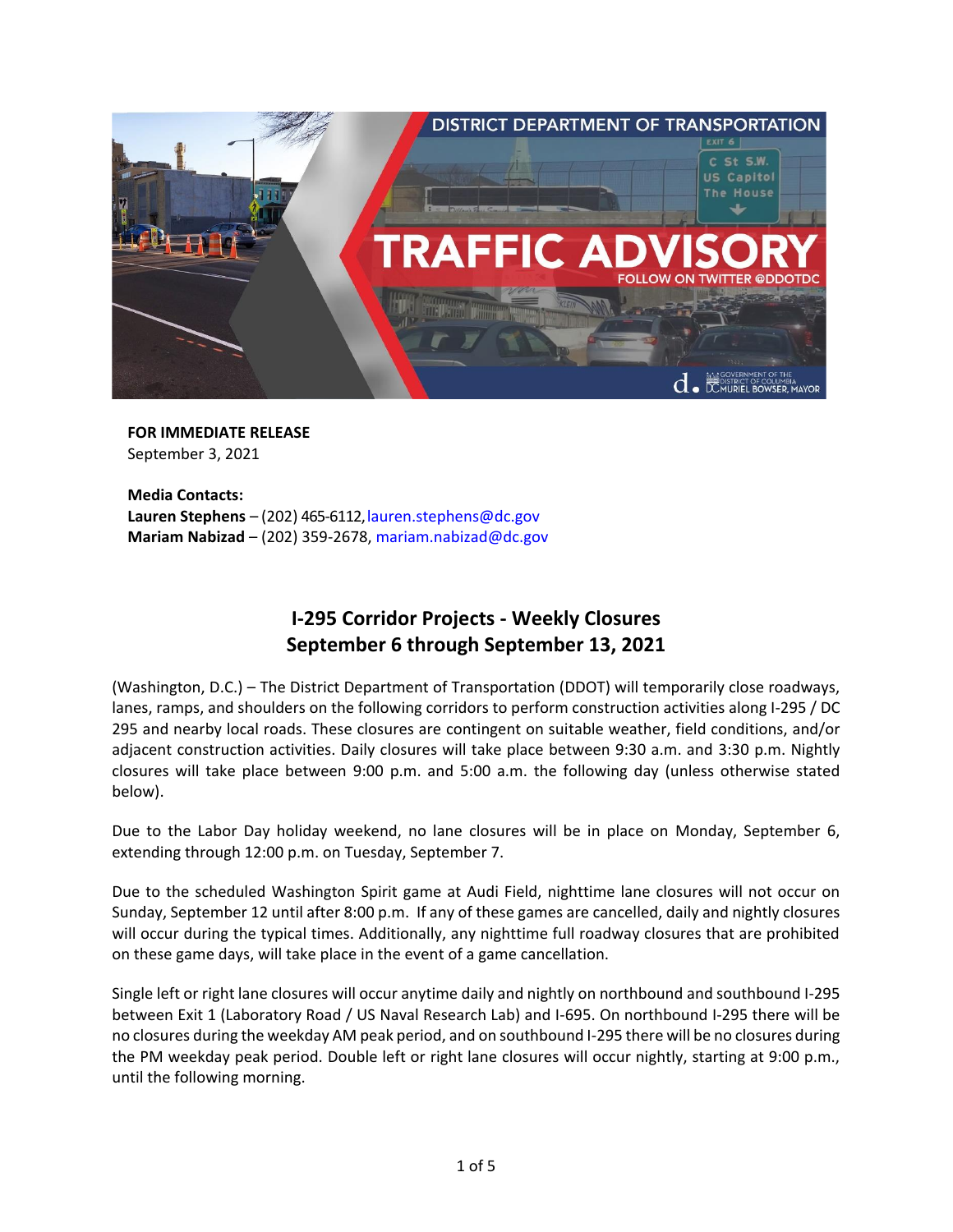**FOR IMMEDIATE RELEASE**
September 3, 2021

**Media Contacts:**
**Lauren Stephens** – (202) 465-6112, lauren.stephens@dc.gov
**Mariam Nabizad** – (202) 359-2678, mariam.nabizad@dc.gov

## I-295 Corridor Projects - Weekly Closures
## September 6 through September 13, 2021

(Washington, D.C.) – The District Department of Transportation (DDOT) will temporarily close roadways, lanes, ramps, and shoulders on the following corridors to perform construction activities along I-295 / DC 295 and nearby local roads. These closures are contingent on suitable weather, field conditions, and/or adjacent construction activities. Daily closures will take place between 9:30 a.m. and 3:30 p.m. Nightly closures will take place between 9:00 p.m. and 5:00 a.m. the following day (unless otherwise stated below).

Due to the Labor Day holiday weekend, no lane closures will be in place on Monday, September 6, extending through 12:00 p.m. on Tuesday, September 7.

Due to the scheduled Washington Spirit game at Audi Field, nighttime lane closures will not occur on Sunday, September 12 until after 8:00 p.m. If any of these games are cancelled, daily and nightly closures will occur during the typical times. Additionally, any nighttime full roadway closures that are prohibited on these game days, will take place in the event of a game cancellation.

Single left or right lane closures will occur anytime daily and nightly on northbound and southbound I-295 between Exit 1 (Laboratory Road / US Naval Research Lab) and I-695. On northbound I-295 there will be no closures during the weekday AM peak period, and on southbound I-295 there will be no closures during the PM weekday peak period. Double left or right lane closures will occur nightly, starting at 9:00 p.m., until the following morning.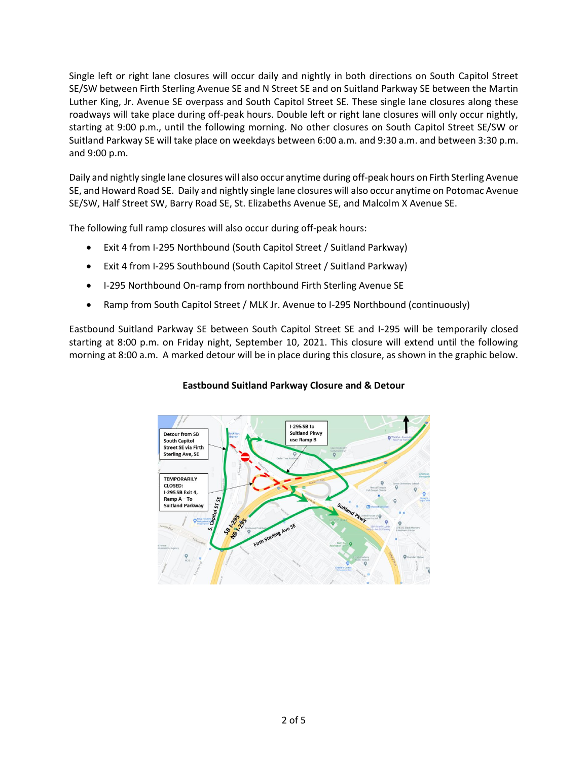Single left or right lane closures will occur daily and nightly in both directions on South Capitol Street SE/SW between Firth Sterling Avenue SE and N Street SE and on Suitland Parkway SE between the Martin Luther King, Jr. Avenue SE overpass and South Capitol Street SE. These single lane closures along these roadways will take place during off-peak hours. Double left or right lane closures will only occur nightly, starting at 9:00 p.m., until the following morning. No other closures on South Capitol Street SE/SW or Suitland Parkway SE will take place on weekdays between 6:00 a.m. and 9:30 a.m. and between 3:30 p.m. and 9:00 p.m.

Daily and nightly single lane closures will also occur anytime during off-peak hours on Firth Sterling Avenue SE, and Howard Road SE. Daily and nightly single lane closures will also occur anytime on Potomac Avenue SE/SW, Half Street SW, Barry Road SE, St. Elizabeths Avenue SE, and Malcolm X Avenue SE.

The following full ramp closures will also occur during off-peak hours:

- Exit 4 from I-295 Northbound (South Capitol Street / Suitland Parkway)
- Exit 4 from I-295 Southbound (South Capitol Street / Suitland Parkway)
- I-295 Northbound On-ramp from northbound Firth Sterling Avenue SE
- Ramp from South Capitol Street / MLK Jr. Avenue to I-295 Northbound (continuously)

Eastbound Suitland Parkway SE between South Capitol Street SE and I-295 will be temporarily closed starting at 8:00 p.m. on Friday night, September 10, 2021. This closure will extend until the following morning at 8:00 a.m. A marked detour will be in place during this closure, as shown in the graphic below.

**Eastbound Suitland Parkway Closure and & Detour**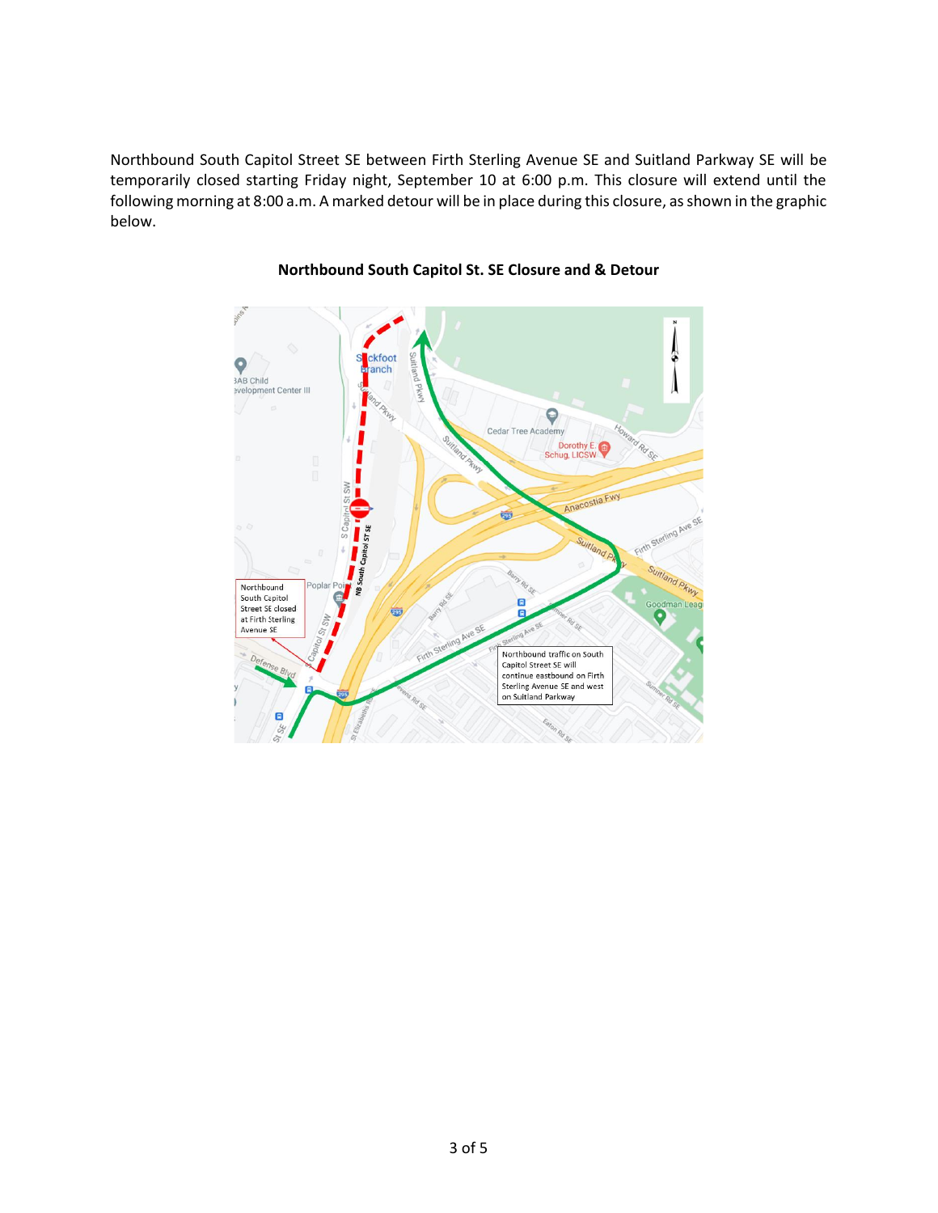Northbound South Capitol Street SE between Firth Sterling Avenue SE and Suitland Parkway SE will be temporarily closed starting Friday night, September 10 at 6:00 p.m. This closure will extend until the following morning at 8:00 a.m. A marked detour will be in place during this closure, as shown in the graphic below.

**Northbound South Capitol St. SE Closure and & Detour**

Northbound South Capitol Street SE closed at Firth Sterling Avenue SE

Northbound traffic on South Capitol Street SE will continue eastbound on Firth Sterling Avenue SE and west on Suitland Parkway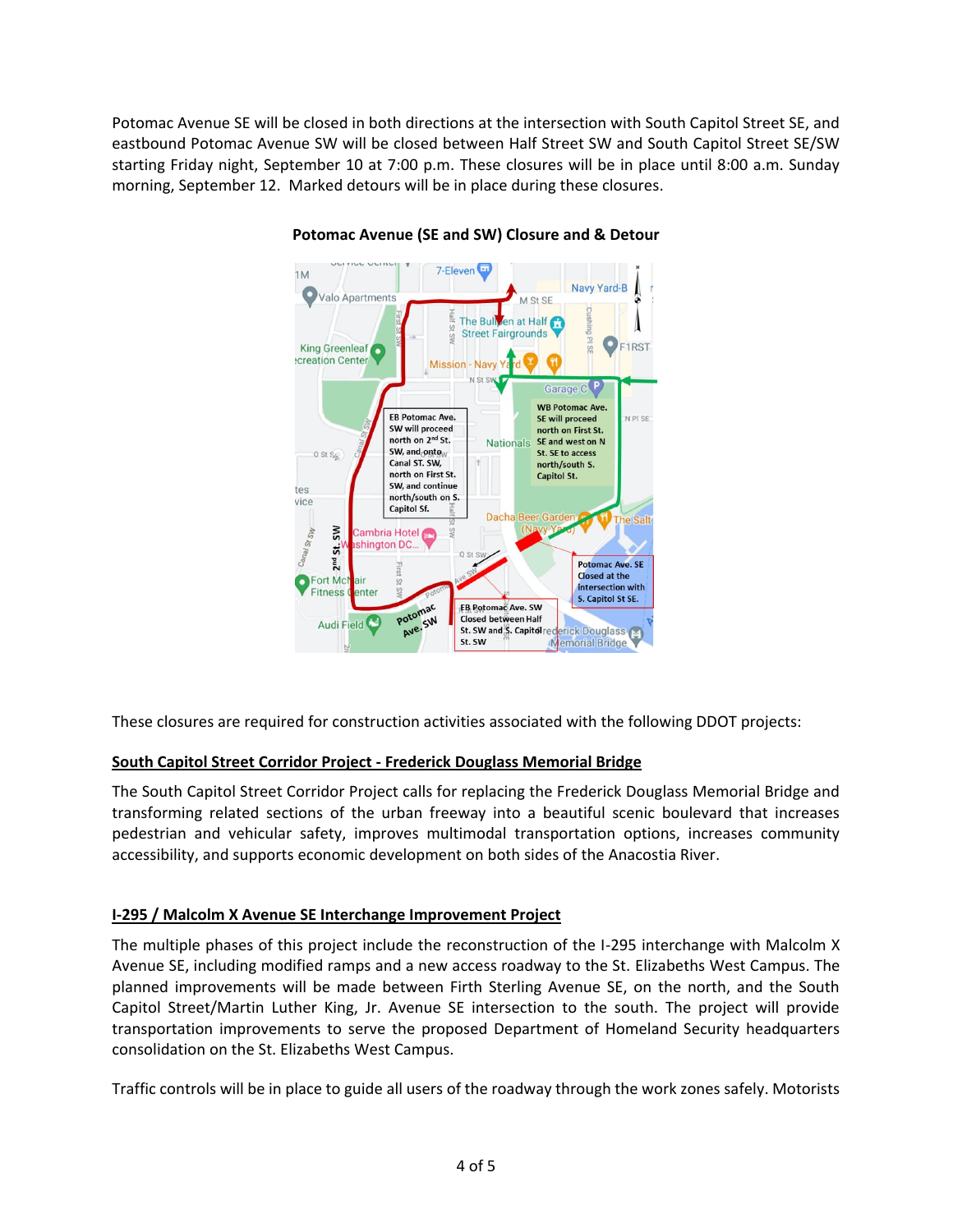Potomac Avenue SE will be closed in both directions at the intersection with South Capitol Street SE, and eastbound Potomac Avenue SW will be closed between Half Street SW and South Capitol Street SE/SW starting Friday night, September 10 at 7:00 p.m. These closures will be in place until 8:00 a.m. Sunday morning, September 12. Marked detours will be in place during these closures.

**Potomac Avenue (SE and SW) Closure and & Detour**

EB Potomac Ave. SW will proceed north on 2nd St. SW, and onto Canal ST. SW, north on First St. SW, and continue north/south on S. Capitol St.

WB Potomac Ave. SE will proceed north on First St. SE and west on N St. SE to access north/south S. Capitol St.

Potomac Ave. SE Closed at the intersection with S. Capitol St SE.

EB Potomac Ave. SW Closed between Half St. SW and S. Capitol St. SW

These closures are required for construction activities associated with the following DDOT projects:

## South Capitol Street Corridor Project - Frederick Douglass Memorial Bridge

The South Capitol Street Corridor Project calls for replacing the Frederick Douglass Memorial Bridge and transforming related sections of the urban freeway into a beautiful scenic boulevard that increases pedestrian and vehicular safety, improves multimodal transportation options, increases community accessibility, and supports economic development on both sides of the Anacostia River.

## I-295 / Malcolm X Avenue SE Interchange Improvement Project

The multiple phases of this project include the reconstruction of the I-295 interchange with Malcolm X Avenue SE, including modified ramps and a new access roadway to the St. Elizabeths West Campus. The planned improvements will be made between Firth Sterling Avenue SE, on the north, and the South Capitol Street/Martin Luther King, Jr. Avenue SE intersection to the south. The project will provide transportation improvements to serve the proposed Department of Homeland Security headquarters consolidation on the St. Elizabeths West Campus.

Traffic controls will be in place to guide all users of the roadway through the work zones safely. Motorists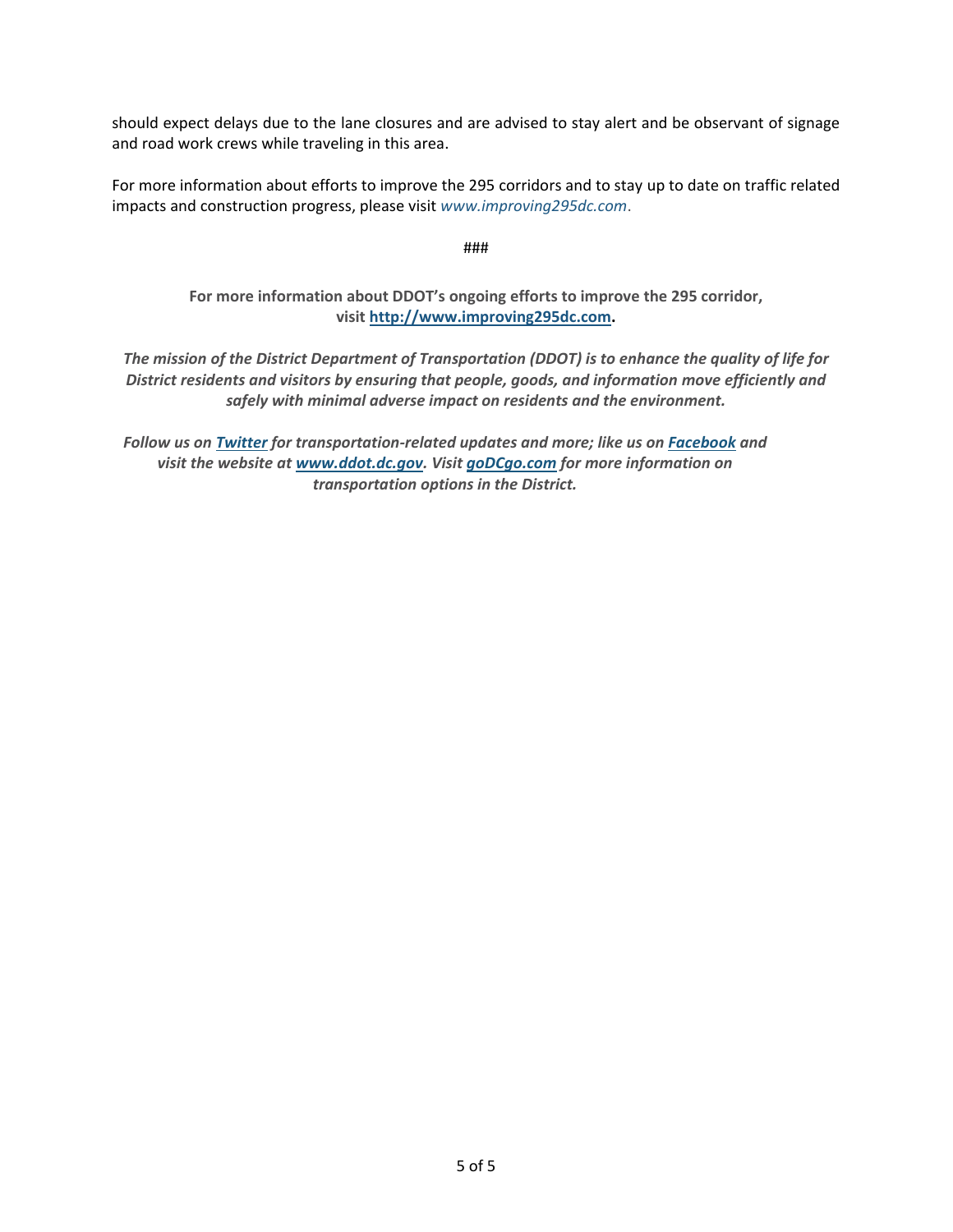should expect delays due to the lane closures and are advised to stay alert and be observant of signage and road work crews while traveling in this area.

For more information about efforts to improve the 295 corridors and to stay up to date on traffic related impacts and construction progress, please visit *www.improving295dc.com*.

###

**For more information about DDOT's ongoing efforts to improve the 295 corridor, visit [http://www.improving295dc.com](http://www.improving295dc.com).**

***The mission of the District Department of Transportation (DDOT) is to enhance the quality of life for District residents and visitors by ensuring that people, goods, and information move efficiently and safely with minimal adverse impact on residents and the environment.***

***Follow us on Twitter for transportation-related updates and more; like us on Facebook and visit the website at www.ddot.dc.gov. Visit goDCgo.com for more information on transportation options in the District.***